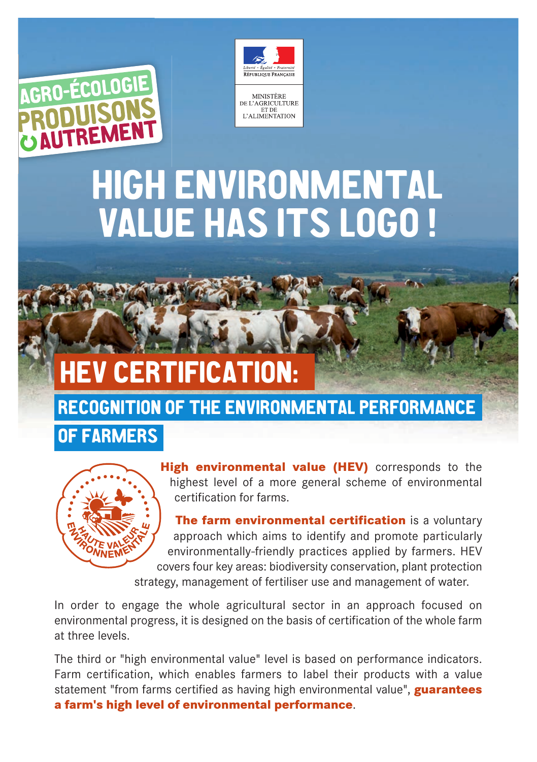AGRO-ÉCOLOGIE PRODUISONS AUTREMENT

Liberté • Égalité • Fraternité
RÉPUBLIQUE FRANÇAISE

MINISTÈRE DE L'AGRICULTURE ET DE L'ALIMENTATION

# HIGH ENVIRONMENTAL VALUE HAS ITS LOGO !

## HEV CERTIFICATION:

### RECOGNITION OF THE ENVIRONMENTAL PERFORMANCE OF FARMERS

HAUTE VALEUR ENVIRONNEMENTALE

**High environmental value (HEV)** corresponds to the highest level of a more general scheme of environmental certification for farms.

**The farm environmental certification** is a voluntary approach which aims to identify and promote particularly environmentally-friendly practices applied by farmers. HEV covers four key areas: biodiversity conservation, plant protection strategy, management of fertiliser use and management of water.

In order to engage the whole agricultural sector in an approach focused on environmental progress, it is designed on the basis of certification of the whole farm at three levels.

The third or "high environmental value" level is based on performance indicators. Farm certification, which enables farmers to label their products with a value statement "from farms certified as having high environmental value", **guarantees a farm's high level of environmental performance**.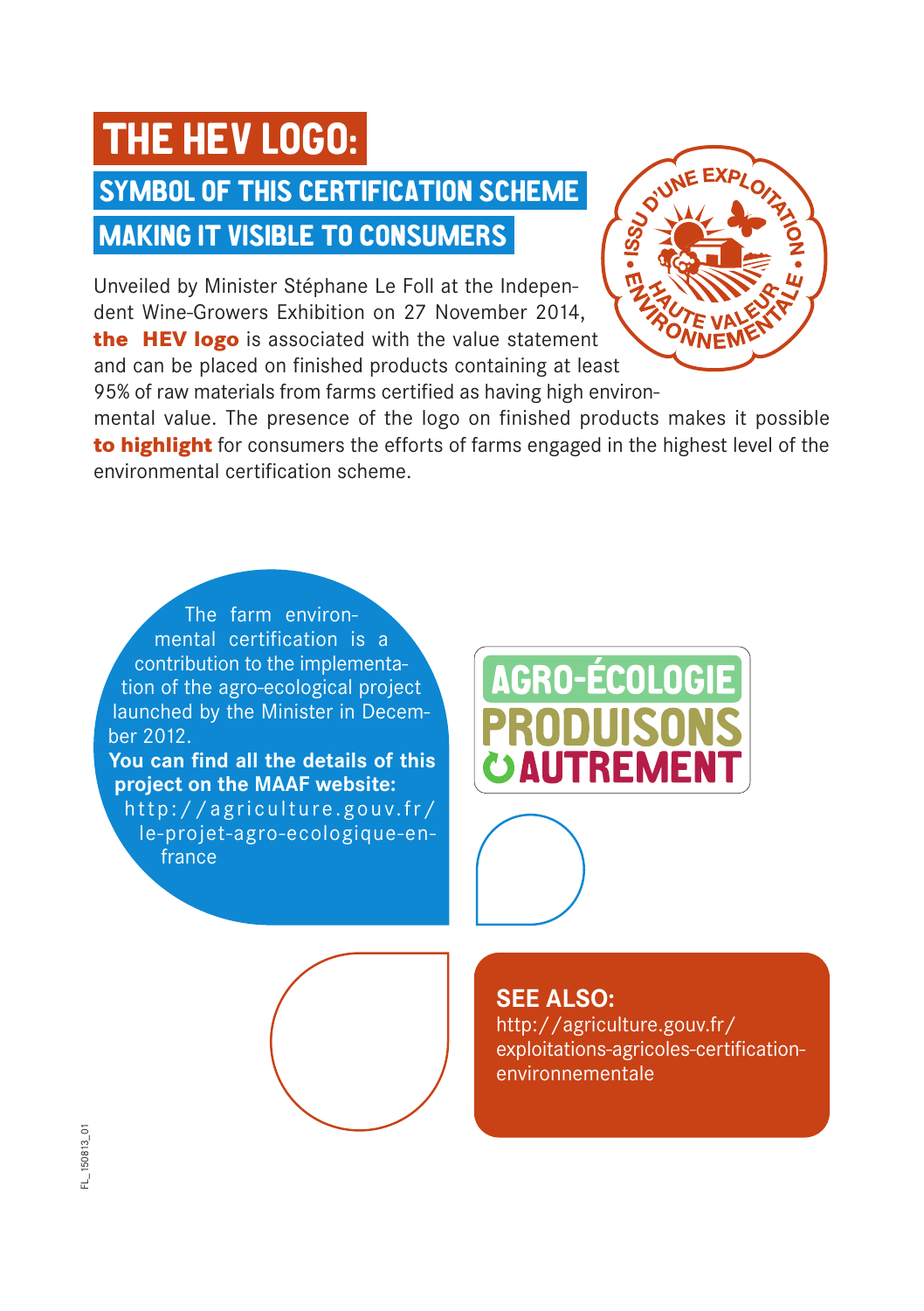# THE HEV LOGO:

## SYMBOL OF THIS CERTIFICATION SCHEME MAKING IT VISIBLE TO CONSUMERS

Unveiled by Minister Stéphane Le Foll at the Independent Wine-Growers Exhibition on 27 November 2014, **the HEV logo** is associated with the value statement and can be placed on finished products containing at least 95% of raw materials from farms certified as having high environmental value. The presence of the logo on finished products makes it possible **to highlight** for consumers the efforts of farms engaged in the highest level of the environmental certification scheme.

ISSU D'UNE EXPLOITATION • HAUTE VALEUR ENVIRONNEMENTALE •

The farm environmental certification is a contribution to the implementation of the agro-ecological project launched by the Minister in December 2012.

**You can find all the details of this project on the MAAF website:**
http://agriculture.gouv.fr/le-projet-agro-ecologique-en-france

AGRO-ÉCOLOGIE PRODUISONS AUTREMENT

**SEE ALSO:**
http://agriculture.gouv.fr/exploitations-agricoles-certification-environnementale

FL_150813_01